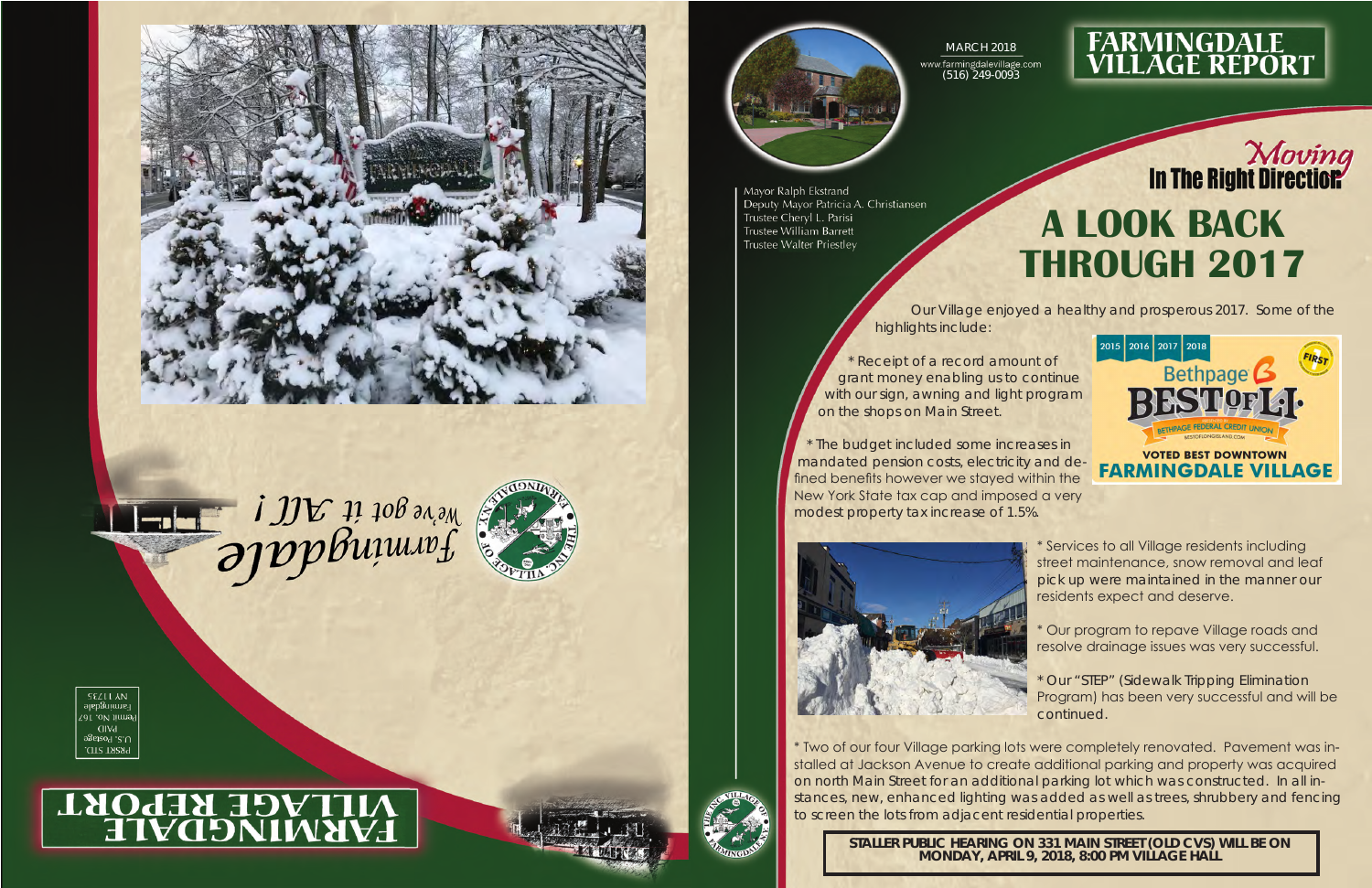# FARMINGDALE VILLAGE REPORT

MARCH 2018
www.farmingdalevillage.com
(516) 249-0093

Mayor Ralph Ekstrand
Deputy Mayor Patricia A. Christiansen
Trustee Cheryl L. Parisi
Trustee William Barrett
Trustee Walter Priestley

*Moving* **In The Right Direction**

## A LOOK BACK THROUGH 2017

Our Village enjoyed a healthy and prosperous 2017. Some of the highlights include:

* Receipt of a record amount of grant money enabling us to continue with our sign, awning and light program on the shops on Main Street.

* The budget included some increases in mandated pension costs, electricity and defined benefits however we stayed within the New York State tax cap and imposed a very modest property tax increase of 1.5%.

2015 | 2016 | 2017 | 2018 Bethpage BEST OF L.I. — VOTED BEST DOWNTOWN FARMINGDALE VILLAGE

* Services to all Village residents including street maintenance, snow removal and leaf pick up were maintained in the manner our residents expect and deserve.

* Our program to repave Village roads and resolve drainage issues was very successful.

* Our "STEP" (Sidewalk Tripping Elimination Program) has been very successful and will be continued.

* Two of our four Village parking lots were completely renovated. Pavement was installed at Jackson Avenue to create additional parking and property was acquired on north Main Street for an additional parking lot which was constructed. In all instances, new, enhanced lighting was added as well as trees, shrubbery and fencing to screen the lots from adjacent residential properties.

**STALLER PUBLIC HEARING ON 331 MAIN STREET (OLD CVS) WILL BE ON MONDAY, APRIL 9, 2018, 8:00 PM VILLAGE HALL**

*Farmingdale* *We've got it All!*

PRSRT STD.
U.S. Postage
PAID
Permit No. 167
Farmingdale
NY 11735

# FARMINGDALE VILLAGE REPORT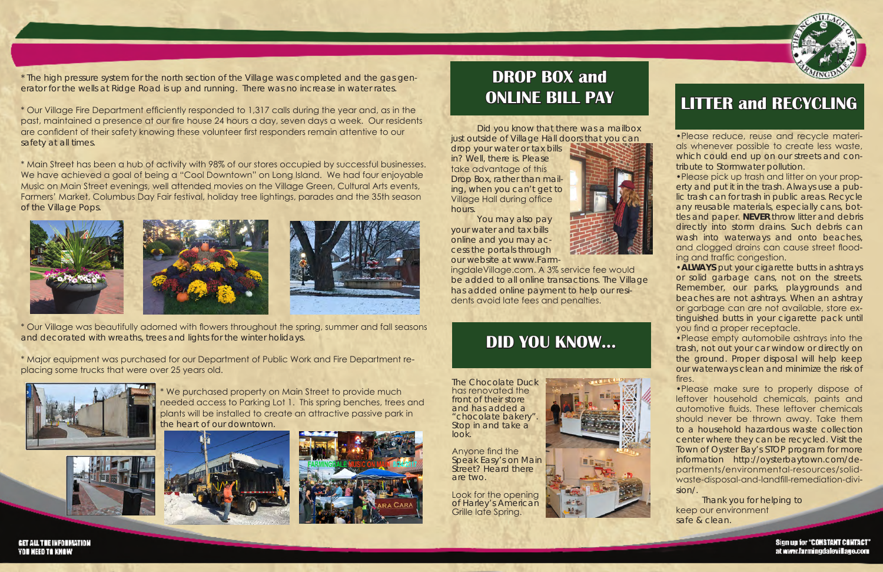* The high pressure system for the north section of the Village was completed and the gas generator for the wells at Ridge Road is up and running. There was no increase in water rates.

* Our Village Fire Department efficiently responded to 1,317 calls during the year and, as in the past, maintained a presence at our fire house 24 hours a day, seven days a week. Our residents are confident of their safety knowing these volunteer first responders remain attentive to our safety at all times.

* Main Street has been a hub of activity with 98% of our stores occupied by successful businesses. We have achieved a goal of being a "Cool Downtown" on Long Island. We had four enjoyable Music on Main Street evenings, well attended movies on the Village Green, Cultural Arts events, Farmers' Market, Columbus Day Fair festival, holiday tree lightings, parades and the 35th season of the Village Pops.

* Our Village was beautifully adorned with flowers throughout the spring, summer and fall seasons and decorated with wreaths, trees and lights for the winter holidays.

* Major equipment was purchased for our Department of Public Work and Fire Department replacing some trucks that were over 25 years old.

* We purchased property on Main Street to provide much needed access to Parking Lot 1. This spring benches, trees and plants will be installed to create an attractive passive park in the heart of our downtown.

## DROP BOX and ONLINE BILL PAY

Did you know that there was a mailbox just outside of Village Hall doors that you can drop your water or tax bills in? Well, there is. Please take advantage of this Drop Box, rather than mailing, when you can't get to Village Hall during office hours.

You may also pay your water and tax bills online and you may access the portals through our website at www.FarmingdaleVillage.com. A 3% service fee would be added to all online transactions. The Village has added online payment to help our residents avoid late fees and penalties.

## DID YOU KNOW...

The Chocolate Duck has renovated the front of their store and has added a "chocolate bakery". Stop in and take a look.

Anyone find the Speak Easy's on Main Street? Heard there are two.

Look for the opening of Harley's American Grille late Spring.

## LITTER and RECYCLING

- Please reduce, reuse and recycle materials whenever possible to create less waste, which could end up on our streets and contribute to Stormwater pollution.
- Please pick up trash and litter on your property and put it in the trash. Always use a public trash can for trash in public areas. Recycle any reusable materials, especially cans, bottles and paper. **NEVER** throw litter and debris directly into storm drains. Such debris can wash into waterways and onto beaches, and clogged drains can cause street flooding and traffic congestion.
- **ALWAYS** put your cigarette butts in ashtrays or solid garbage cans, not on the streets. Remember, our parks, playgrounds and beaches are not ashtrays. When an ashtray or garbage can are not available, store extinguished butts in your cigarette pack until you find a proper receptacle.
- Please empty automobile ashtrays into the trash, not out your car window or directly on the ground. Proper disposal will help keep our waterways clean and minimize the risk of fires.
- Please make sure to properly dispose of leftover household chemicals, paints and automotive fluids. These leftover chemicals should never be thrown away. Take them to a household hazardous waste collection center where they can be recycled. Visit the Town of Oyster Bay's STOP program for more information http://oysterbaytown.com/departments/environmental-resources/solid-waste-disposal-and-landfill-remediation-division/.

Thank you for helping to keep our environment safe & clean.

GET ALL THE INFORMATION YOU NEED TO KNOW

Sign up for "CONSTANT CONTACT" at www.farmingdalevillage.com